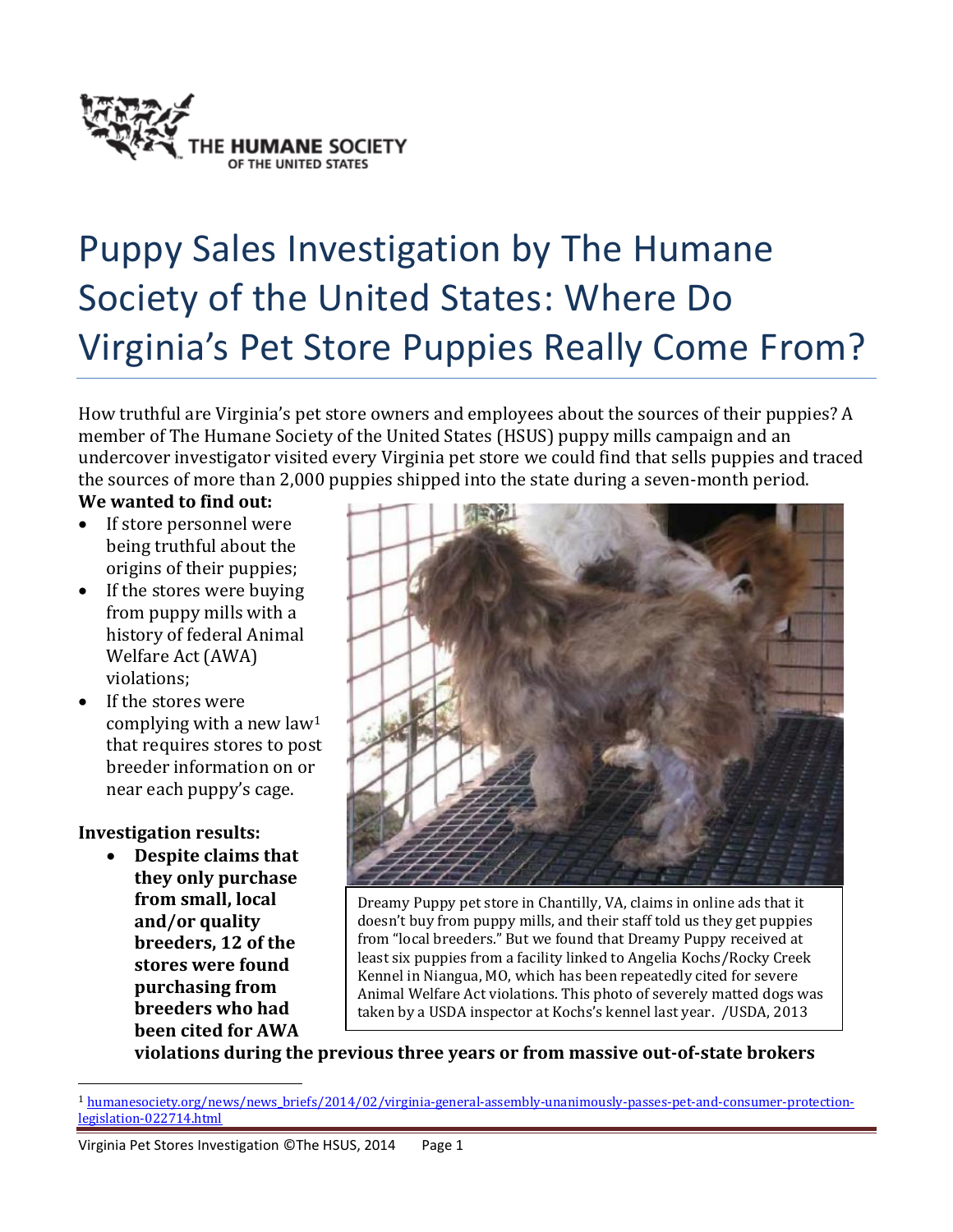# Puppy Sales Investigation by The Humane Society of the United States: Where Do Virginia's Pet Store Puppies Really Come From?

How truthful are Virginia's pet store owners and employees about the sources of their puppies? A member of The Humane Society of the United States (HSUS) puppy mills campaign and an undercover investigator visited every Virginia pet store we could find that sells puppies and traced the sources of more than 2,000 puppies shipped into the state during a seven-month period.

**We wanted to find out:**

- If store personnel were being truthful about the origins of their puppies;
- If the stores were buying from puppy mills with a history of federal Animal Welfare Act (AWA) violations;
- If the stores were complying with a new law[1] that requires stores to post breeder information on or near each puppy's cage.

Dreamy Puppy pet store in Chantilly, VA, claims in online ads that it doesn't buy from puppy mills, and their staff told us they get puppies from "local breeders." But we found that Dreamy Puppy received at least six puppies from a facility linked to Angelia Kochs/Rocky Creek Kennel in Niangua, MO, which has been repeatedly cited for severe Animal Welfare Act violations. This photo of severely matted dogs was taken by a USDA inspector at Kochs's kennel last year. /USDA, 2013

**Investigation results:**

- **Despite claims that they only purchase from small, local and/or quality breeders, 12 of the stores were found purchasing from breeders who had been cited for AWA violations during the previous three years or from massive out-of-state brokers**

[1] humanesociety.org/news/news_briefs/2014/02/virginia-general-assembly-unanimously-passes-pet-and-consumer-protection-legislation-022714.html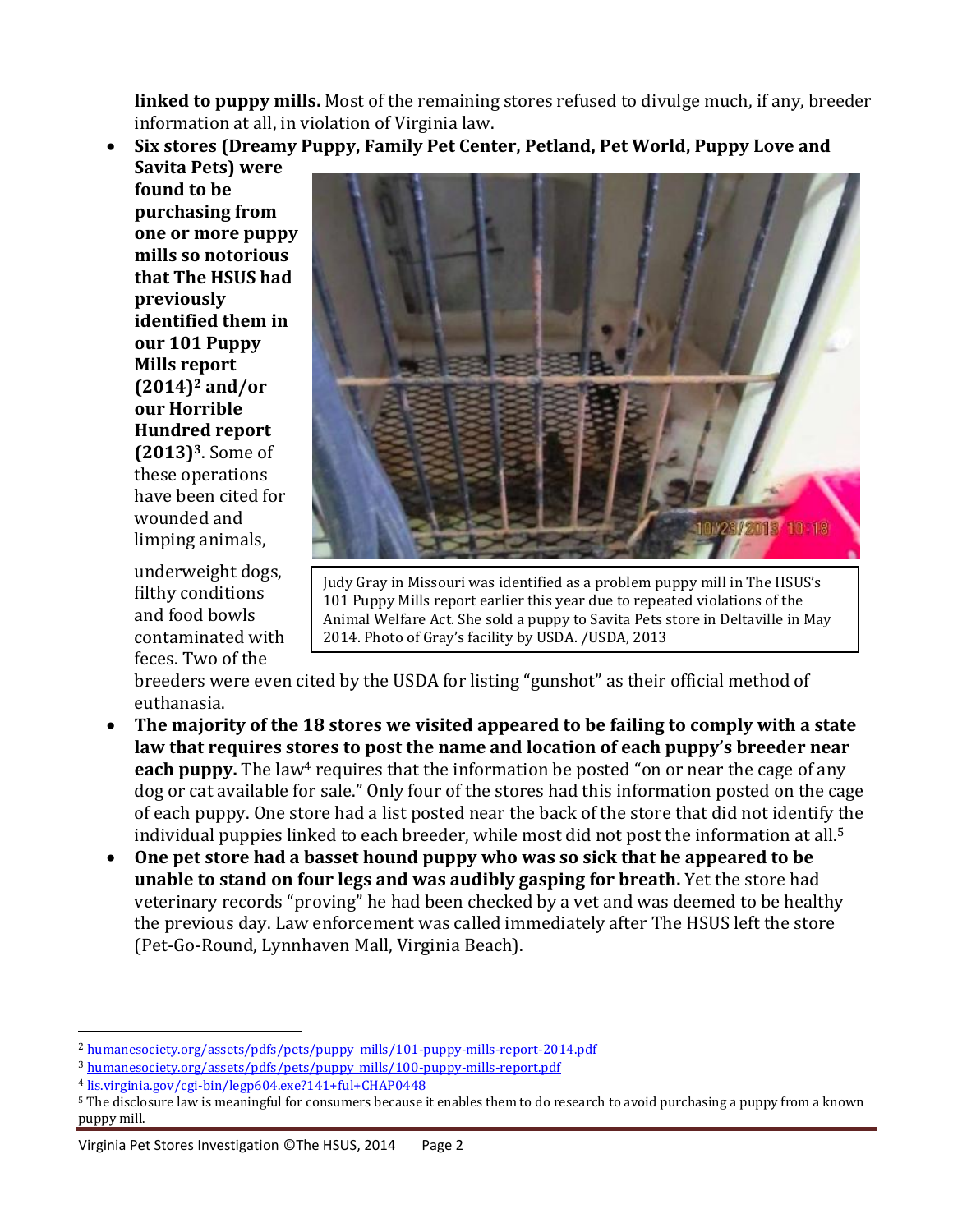**linked to puppy mills.** Most of the remaining stores refused to divulge much, if any, breeder information at all, in violation of Virginia law.

- **Six stores (Dreamy Puppy, Family Pet Center, Petland, Pet World, Puppy Love and Savita Pets) were found to be purchasing from one or more puppy mills so notorious that The HSUS had previously identified them in our 101 Puppy Mills report (2014)[2] and/or our Horrible Hundred report (2013)[3].** Some of these operations have been cited for wounded and limping animals, underweight dogs, filthy conditions and food bowls contaminated with feces. Two of the breeders were even cited by the USDA for listing "gunshot" as their official method of euthanasia.

Judy Gray in Missouri was identified as a problem puppy mill in The HSUS's 101 Puppy Mills report earlier this year due to repeated violations of the Animal Welfare Act. She sold a puppy to Savita Pets store in Deltaville in May 2014. Photo of Gray's facility by USDA. /USDA, 2013

- **The majority of the 18 stores we visited appeared to be failing to comply with a state law that requires stores to post the name and location of each puppy's breeder near each puppy.** The law[4] requires that the information be posted "on or near the cage of any dog or cat available for sale." Only four of the stores had this information posted on the cage of each puppy. One store had a list posted near the back of the store that did not identify the individual puppies linked to each breeder, while most did not post the information at all.[5]
- **One pet store had a basset hound puppy who was so sick that he appeared to be unable to stand on four legs and was audibly gasping for breath.** Yet the store had veterinary records "proving" he had been checked by a vet and was deemed to be healthy the previous day. Law enforcement was called immediately after The HSUS left the store (Pet-Go-Round, Lynnhaven Mall, Virginia Beach).

---

[2] humanesociety.org/assets/pdfs/pets/puppy_mills/101-puppy-mills-report-2014.pdf

[3] humanesociety.org/assets/pdfs/pets/puppy_mills/100-puppy-mills-report.pdf

[4] lis.virginia.gov/cgi-bin/legp604.exe?141+ful+CHAP0448

[5] The disclosure law is meaningful for consumers because it enables them to do research to avoid purchasing a puppy from a known puppy mill.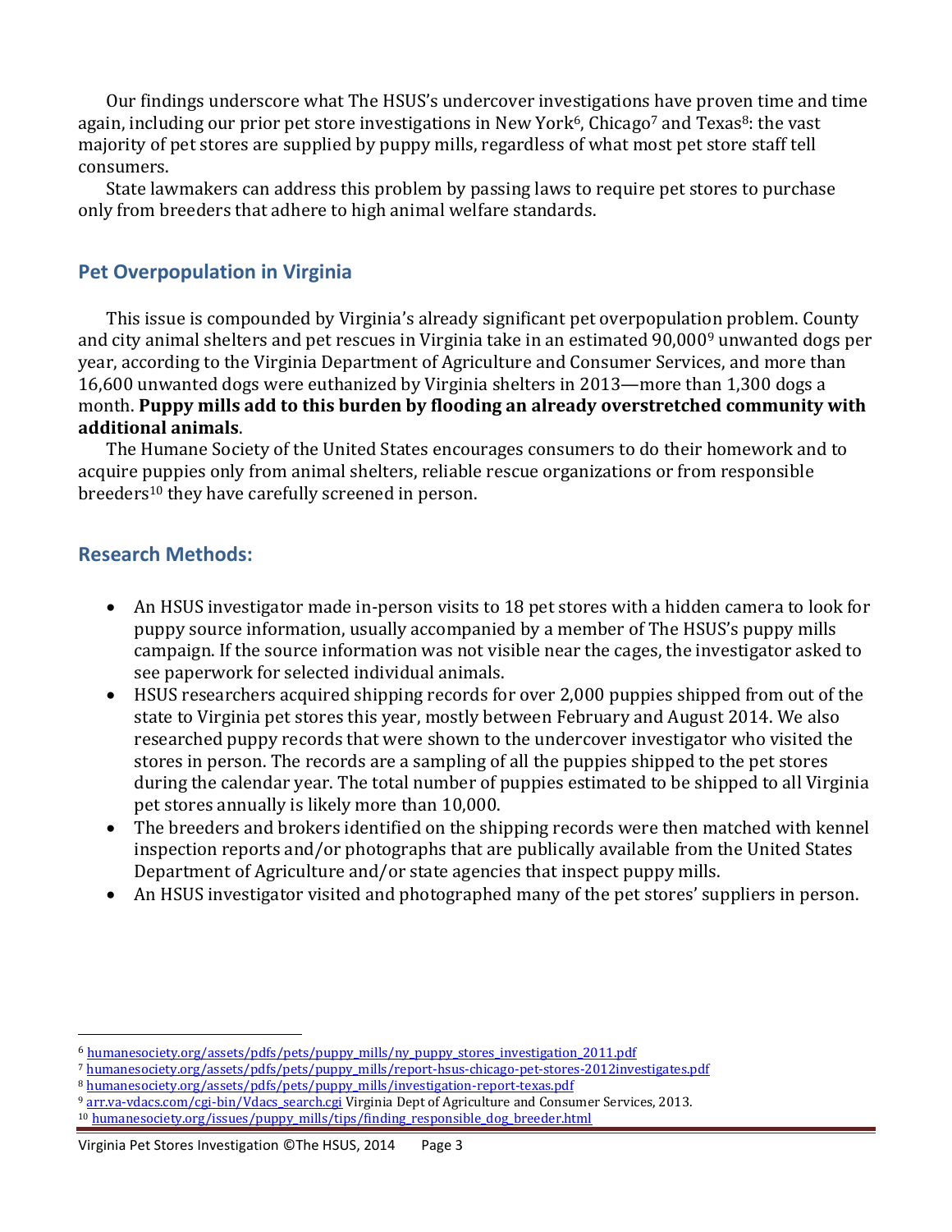Our findings underscore what The HSUS's undercover investigations have proven time and time again, including our prior pet store investigations in New York[6], Chicago[7] and Texas[8]: the vast majority of pet stores are supplied by puppy mills, regardless of what most pet store staff tell consumers.

State lawmakers can address this problem by passing laws to require pet stores to purchase only from breeders that adhere to high animal welfare standards.

## Pet Overpopulation in Virginia

This issue is compounded by Virginia's already significant pet overpopulation problem. County and city animal shelters and pet rescues in Virginia take in an estimated 90,000[9] unwanted dogs per year, according to the Virginia Department of Agriculture and Consumer Services, and more than 16,600 unwanted dogs were euthanized by Virginia shelters in 2013—more than 1,300 dogs a month. **Puppy mills add to this burden by flooding an already overstretched community with additional animals**.

The Humane Society of the United States encourages consumers to do their homework and to acquire puppies only from animal shelters, reliable rescue organizations or from responsible breeders[10] they have carefully screened in person.

## Research Methods:

- An HSUS investigator made in-person visits to 18 pet stores with a hidden camera to look for puppy source information, usually accompanied by a member of The HSUS's puppy mills campaign. If the source information was not visible near the cages, the investigator asked to see paperwork for selected individual animals.
- HSUS researchers acquired shipping records for over 2,000 puppies shipped from out of the state to Virginia pet stores this year, mostly between February and August 2014. We also researched puppy records that were shown to the undercover investigator who visited the stores in person. The records are a sampling of all the puppies shipped to the pet stores during the calendar year. The total number of puppies estimated to be shipped to all Virginia pet stores annually is likely more than 10,000.
- The breeders and brokers identified on the shipping records were then matched with kennel inspection reports and/or photographs that are publically available from the United States Department of Agriculture and/or state agencies that inspect puppy mills.
- An HSUS investigator visited and photographed many of the pet stores' suppliers in person.

---

[6] humanesociety.org/assets/pdfs/pets/puppy_mills/ny_puppy_stores_investigation_2011.pdf
[7] humanesociety.org/assets/pdfs/pets/puppy_mills/report-hsus-chicago-pet-stores-2012investigates.pdf
[8] humanesociety.org/assets/pdfs/pets/puppy_mills/investigation-report-texas.pdf
[9] arr.va-vdacs.com/cgi-bin/Vdacs_search.cgi Virginia Dept of Agriculture and Consumer Services, 2013.
[10] humanesociety.org/issues/puppy_mills/tips/finding_responsible_dog_breeder.html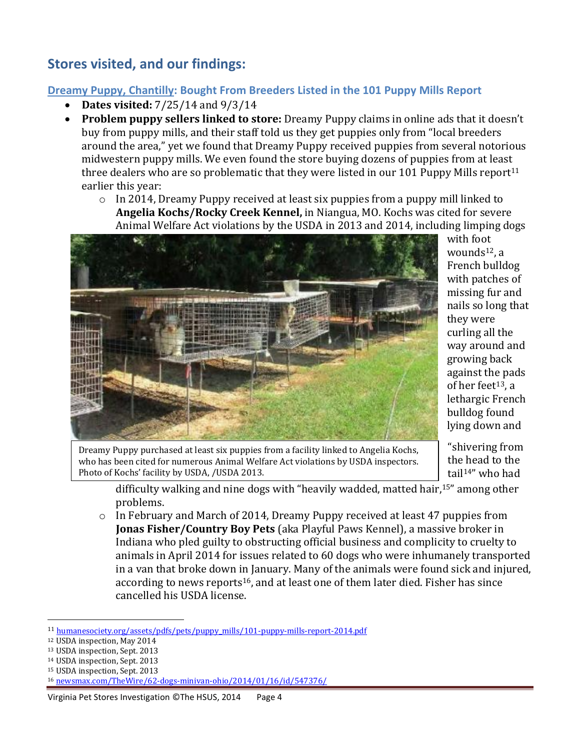## Stores visited, and our findings:

### Dreamy Puppy, Chantilly: Bought From Breeders Listed in the 101 Puppy Mills Report

- **Dates visited:** 7/25/14 and 9/3/14
- **Problem puppy sellers linked to store:** Dreamy Puppy claims in online ads that it doesn't buy from puppy mills, and their staff told us they get puppies only from "local breeders around the area," yet we found that Dreamy Puppy received puppies from several notorious midwestern puppy mills. We even found the store buying dozens of puppies from at least three dealers who are so problematic that they were listed in our 101 Puppy Mills report[11] earlier this year:
  - In 2014, Dreamy Puppy received at least six puppies from a puppy mill linked to **Angelia Kochs/Rocky Creek Kennel,** in Niangua, MO. Kochs was cited for severe Animal Welfare Act violations by the USDA in 2013 and 2014, including limping dogs with foot wounds[12], a French bulldog with patches of missing fur and nails so long that they were curling all the way around and growing back against the pads of her feet[13], a lethargic French bulldog found lying down and "shivering from the head to the tail[14]" who had difficulty walking and nine dogs with "heavily wadded, matted hair,[15]" among other problems.

    Dreamy Puppy purchased at least six puppies from a facility linked to Angelia Kochs, who has been cited for numerous Animal Welfare Act violations by USDA inspectors. Photo of Kochs' facility by USDA, /USDA 2013.

  - In February and March of 2014, Dreamy Puppy received at least 47 puppies from **Jonas Fisher/Country Boy Pets** (aka Playful Paws Kennel), a massive broker in Indiana who pled guilty to obstructing official business and complicity to cruelty to animals in April 2014 for issues related to 60 dogs who were inhumanely transported in a van that broke down in January. Many of the animals were found sick and injured, according to news reports[16], and at least one of them later died. Fisher has since cancelled his USDA license.

---

[11] humanesociety.org/assets/pdfs/pets/puppy_mills/101-puppy-mills-report-2014.pdf
[12] USDA inspection, May 2014
[13] USDA inspection, Sept. 2013
[14] USDA inspection, Sept. 2013
[15] USDA inspection, Sept. 2013
[16] newsmax.com/TheWire/62-dogs-minivan-ohio/2014/01/16/id/547376/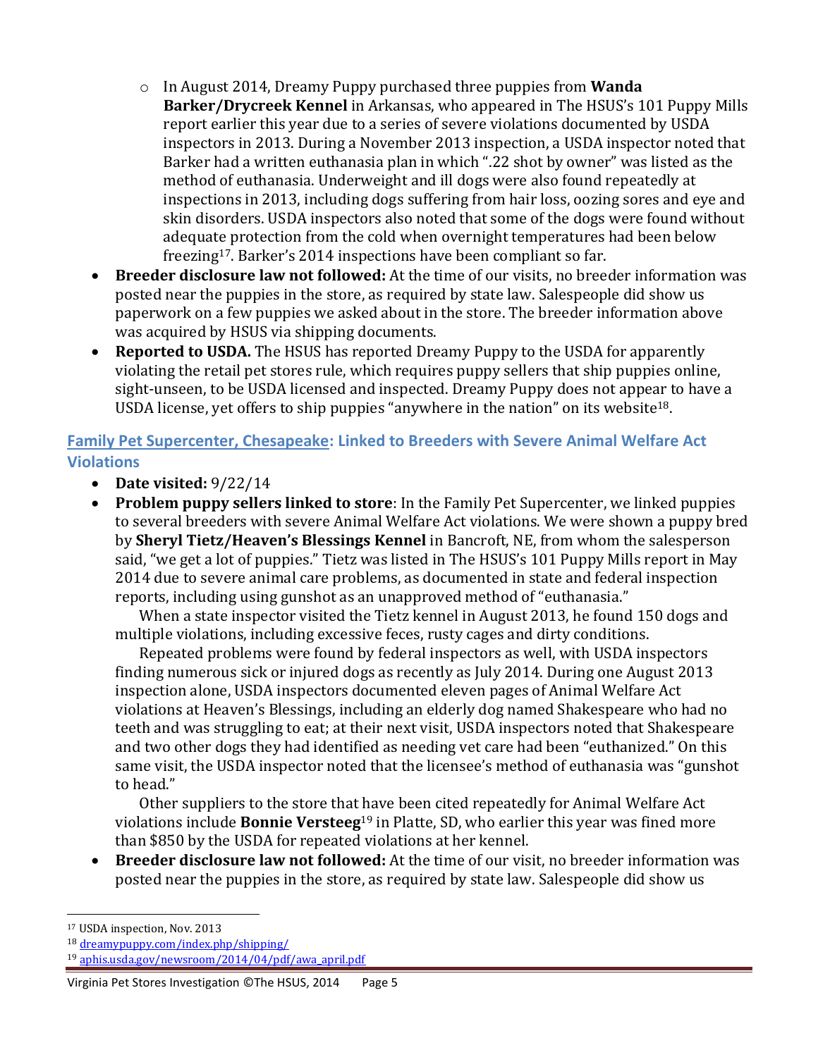- In August 2014, Dreamy Puppy purchased three puppies from **Wanda Barker/Drycreek Kennel** in Arkansas, who appeared in The HSUS's 101 Puppy Mills report earlier this year due to a series of severe violations documented by USDA inspectors in 2013. During a November 2013 inspection, a USDA inspector noted that Barker had a written euthanasia plan in which ".22 shot by owner" was listed as the method of euthanasia. Underweight and ill dogs were also found repeatedly at inspections in 2013, including dogs suffering from hair loss, oozing sores and eye and skin disorders. USDA inspectors also noted that some of the dogs were found without adequate protection from the cold when overnight temperatures had been below freezing[17]. Barker's 2014 inspections have been compliant so far.

- **Breeder disclosure law not followed:** At the time of our visits, no breeder information was posted near the puppies in the store, as required by state law. Salespeople did show us paperwork on a few puppies we asked about in the store. The breeder information above was acquired by HSUS via shipping documents.
- **Reported to USDA.** The HSUS has reported Dreamy Puppy to the USDA for apparently violating the retail pet stores rule, which requires puppy sellers that ship puppies online, sight-unseen, to be USDA licensed and inspected. Dreamy Puppy does not appear to have a USDA license, yet offers to ship puppies "anywhere in the nation" on its website[18].

## Family Pet Supercenter, Chesapeake: Linked to Breeders with Severe Animal Welfare Act Violations

- **Date visited:** 9/22/14
- **Problem puppy sellers linked to store**: In the Family Pet Supercenter, we linked puppies to several breeders with severe Animal Welfare Act violations. We were shown a puppy bred by **Sheryl Tietz/Heaven's Blessings Kennel** in Bancroft, NE, from whom the salesperson said, "we get a lot of puppies." Tietz was listed in The HSUS's 101 Puppy Mills report in May 2014 due to severe animal care problems, as documented in state and federal inspection reports, including using gunshot as an unapproved method of "euthanasia."

  When a state inspector visited the Tietz kennel in August 2013, he found 150 dogs and multiple violations, including excessive feces, rusty cages and dirty conditions.

  Repeated problems were found by federal inspectors as well, with USDA inspectors finding numerous sick or injured dogs as recently as July 2014. During one August 2013 inspection alone, USDA inspectors documented eleven pages of Animal Welfare Act violations at Heaven's Blessings, including an elderly dog named Shakespeare who had no teeth and was struggling to eat; at their next visit, USDA inspectors noted that Shakespeare and two other dogs they had identified as needing vet care had been "euthanized." On this same visit, the USDA inspector noted that the licensee's method of euthanasia was "gunshot to head."

  Other suppliers to the store that have been cited repeatedly for Animal Welfare Act violations include **Bonnie Versteeg**[19] in Platte, SD, who earlier this year was fined more than $850 by the USDA for repeated violations at her kennel.
- **Breeder disclosure law not followed:** At the time of our visit, no breeder information was posted near the puppies in the store, as required by state law. Salespeople did show us

---

[17] USDA inspection, Nov. 2013

[18] dreamypuppy.com/index.php/shipping/

[19] aphis.usda.gov/newsroom/2014/04/pdf/awa_april.pdf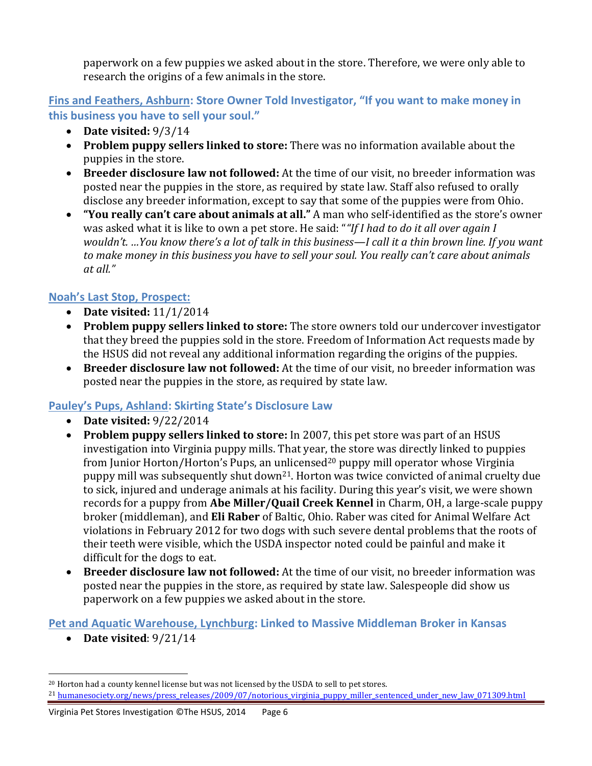paperwork on a few puppies we asked about in the store. Therefore, we were only able to research the origins of a few animals in the store.

### Fins and Feathers, Ashburn: Store Owner Told Investigator, "If you want to make money in this business you have to sell your soul."

- **Date visited:** 9/3/14
- **Problem puppy sellers linked to store:** There was no information available about the puppies in the store.
- **Breeder disclosure law not followed:** At the time of our visit, no breeder information was posted near the puppies in the store, as required by state law. Staff also refused to orally disclose any breeder information, except to say that some of the puppies were from Ohio.
- **"You really can't care about animals at all."** A man who self-identified as the store's owner was asked what it is like to own a pet store. He said: "*"If I had to do it all over again I wouldn't. …You know there's a lot of talk in this business—I call it a thin brown line. If you want to make money in this business you have to sell your soul. You really can't care about animals at all."*

### Noah's Last Stop, Prospect:

- **Date visited:** 11/1/2014
- **Problem puppy sellers linked to store:** The store owners told our undercover investigator that they breed the puppies sold in the store. Freedom of Information Act requests made by the HSUS did not reveal any additional information regarding the origins of the puppies.
- **Breeder disclosure law not followed:** At the time of our visit, no breeder information was posted near the puppies in the store, as required by state law.

### Pauley's Pups, Ashland: Skirting State's Disclosure Law

- **Date visited:** 9/22/2014
- **Problem puppy sellers linked to store:** In 2007, this pet store was part of an HSUS investigation into Virginia puppy mills. That year, the store was directly linked to puppies from Junior Horton/Horton's Pups, an unlicensed[20] puppy mill operator whose Virginia puppy mill was subsequently shut down[21]. Horton was twice convicted of animal cruelty due to sick, injured and underage animals at his facility. During this year's visit, we were shown records for a puppy from **Abe Miller/Quail Creek Kennel** in Charm, OH, a large-scale puppy broker (middleman), and **Eli Raber** of Baltic, Ohio. Raber was cited for Animal Welfare Act violations in February 2012 for two dogs with such severe dental problems that the roots of their teeth were visible, which the USDA inspector noted could be painful and make it difficult for the dogs to eat.
- **Breeder disclosure law not followed:** At the time of our visit, no breeder information was posted near the puppies in the store, as required by state law. Salespeople did show us paperwork on a few puppies we asked about in the store.

### Pet and Aquatic Warehouse, Lynchburg: Linked to Massive Middleman Broker in Kansas

- **Date visited**: 9/21/14

---

[20] Horton had a county kennel license but was not licensed by the USDA to sell to pet stores.

[21] humanesociety.org/news/press_releases/2009/07/notorious_virginia_puppy_miller_sentenced_under_new_law_071309.html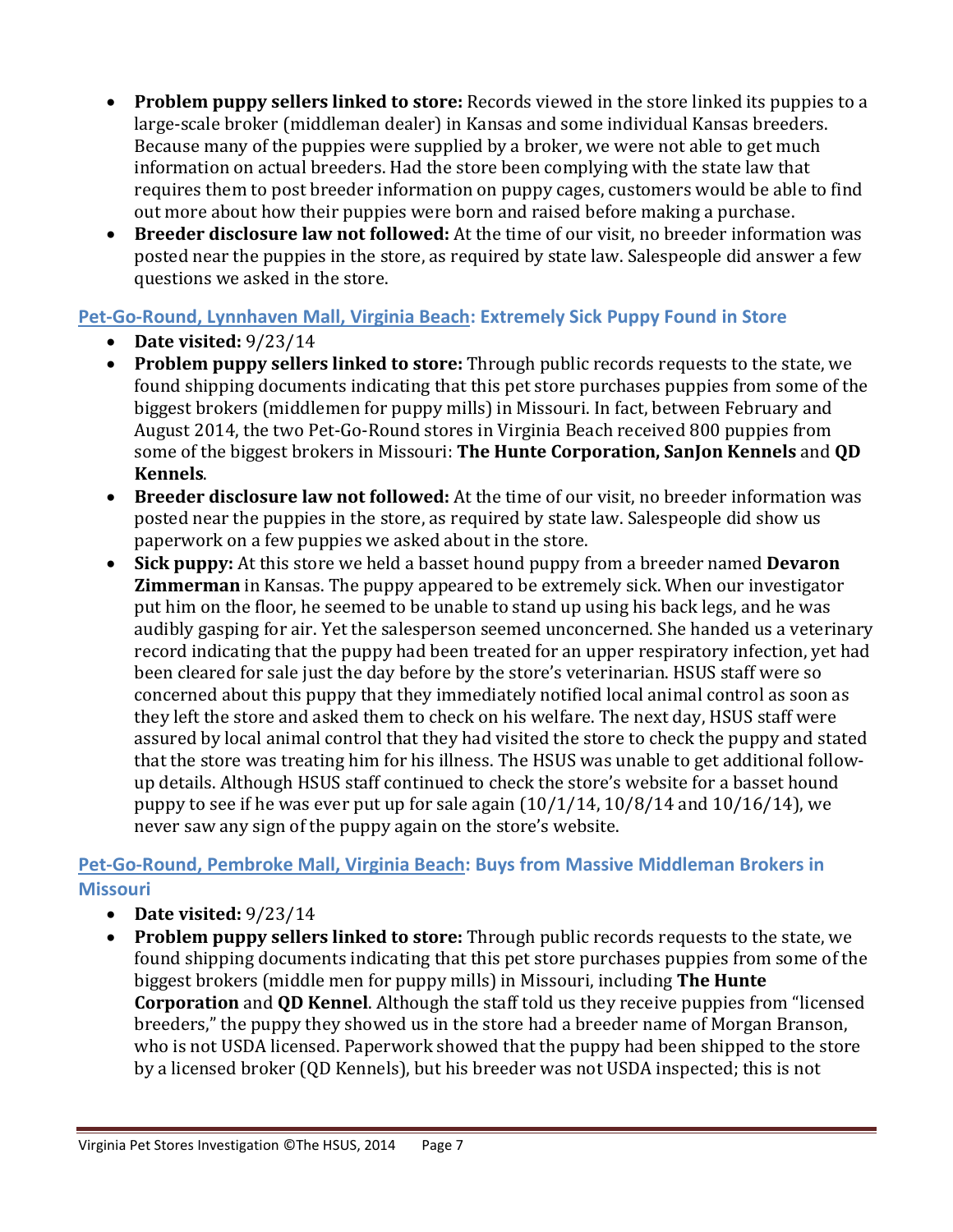- **Problem puppy sellers linked to store:** Records viewed in the store linked its puppies to a large-scale broker (middleman dealer) in Kansas and some individual Kansas breeders. Because many of the puppies were supplied by a broker, we were not able to get much information on actual breeders. Had the store been complying with the state law that requires them to post breeder information on puppy cages, customers would be able to find out more about how their puppies were born and raised before making a purchase.
- **Breeder disclosure law not followed:** At the time of our visit, no breeder information was posted near the puppies in the store, as required by state law. Salespeople did answer a few questions we asked in the store.

### Pet-Go-Round, Lynnhaven Mall, Virginia Beach: Extremely Sick Puppy Found in Store

- **Date visited:** 9/23/14
- **Problem puppy sellers linked to store:** Through public records requests to the state, we found shipping documents indicating that this pet store purchases puppies from some of the biggest brokers (middlemen for puppy mills) in Missouri. In fact, between February and August 2014, the two Pet-Go-Round stores in Virginia Beach received 800 puppies from some of the biggest brokers in Missouri: **The Hunte Corporation, SanJon Kennels** and **QD Kennels**.
- **Breeder disclosure law not followed:** At the time of our visit, no breeder information was posted near the puppies in the store, as required by state law. Salespeople did show us paperwork on a few puppies we asked about in the store.
- **Sick puppy:** At this store we held a basset hound puppy from a breeder named **Devaron Zimmerman** in Kansas. The puppy appeared to be extremely sick. When our investigator put him on the floor, he seemed to be unable to stand up using his back legs, and he was audibly gasping for air. Yet the salesperson seemed unconcerned. She handed us a veterinary record indicating that the puppy had been treated for an upper respiratory infection, yet had been cleared for sale just the day before by the store's veterinarian. HSUS staff were so concerned about this puppy that they immediately notified local animal control as soon as they left the store and asked them to check on his welfare. The next day, HSUS staff were assured by local animal control that they had visited the store to check the puppy and stated that the store was treating him for his illness. The HSUS was unable to get additional follow-up details. Although HSUS staff continued to check the store's website for a basset hound puppy to see if he was ever put up for sale again (10/1/14, 10/8/14 and 10/16/14), we never saw any sign of the puppy again on the store's website.

### Pet-Go-Round, Pembroke Mall, Virginia Beach: Buys from Massive Middleman Brokers in Missouri

- **Date visited:** 9/23/14
- **Problem puppy sellers linked to store:** Through public records requests to the state, we found shipping documents indicating that this pet store purchases puppies from some of the biggest brokers (middle men for puppy mills) in Missouri, including **The Hunte Corporation** and **QD Kennel**. Although the staff told us they receive puppies from "licensed breeders," the puppy they showed us in the store had a breeder name of Morgan Branson, who is not USDA licensed. Paperwork showed that the puppy had been shipped to the store by a licensed broker (QD Kennels), but his breeder was not USDA inspected; this is not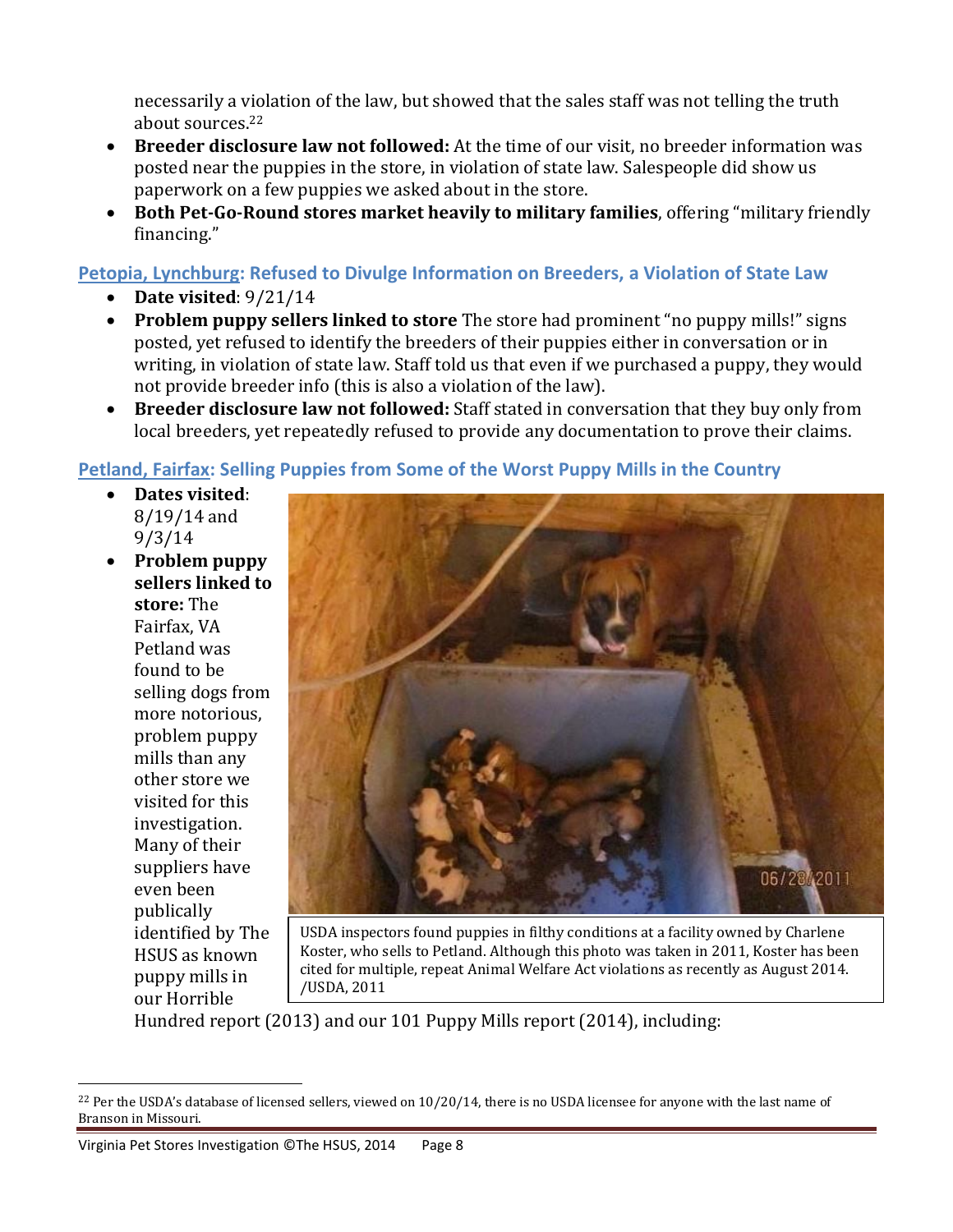necessarily a violation of the law, but showed that the sales staff was not telling the truth about sources.[22]

- **Breeder disclosure law not followed:** At the time of our visit, no breeder information was posted near the puppies in the store, in violation of state law. Salespeople did show us paperwork on a few puppies we asked about in the store.
- **Both Pet-Go-Round stores market heavily to military families**, offering "military friendly financing."

### Petopia, Lynchburg: Refused to Divulge Information on Breeders, a Violation of State Law

- **Date visited**: 9/21/14
- **Problem puppy sellers linked to store** The store had prominent "no puppy mills!" signs posted, yet refused to identify the breeders of their puppies either in conversation or in writing, in violation of state law. Staff told us that even if we purchased a puppy, they would not provide breeder info (this is also a violation of the law).
- **Breeder disclosure law not followed:** Staff stated in conversation that they buy only from local breeders, yet repeatedly refused to provide any documentation to prove their claims.

### Petland, Fairfax: Selling Puppies from Some of the Worst Puppy Mills in the Country

- **Dates visited**: 8/19/14 and 9/3/14
- **Problem puppy sellers linked to store:** The Fairfax, VA Petland was found to be selling dogs from more notorious, problem puppy mills than any other store we visited for this investigation. Many of their suppliers have even been publically identified by The HSUS as known puppy mills in our Horrible Hundred report (2013) and our 101 Puppy Mills report (2014), including:

USDA inspectors found puppies in filthy conditions at a facility owned by Charlene Koster, who sells to Petland. Although this photo was taken in 2011, Koster has been cited for multiple, repeat Animal Welfare Act violations as recently as August 2014. /USDA, 2011

[22] Per the USDA's database of licensed sellers, viewed on 10/20/14, there is no USDA licensee for anyone with the last name of Branson in Missouri.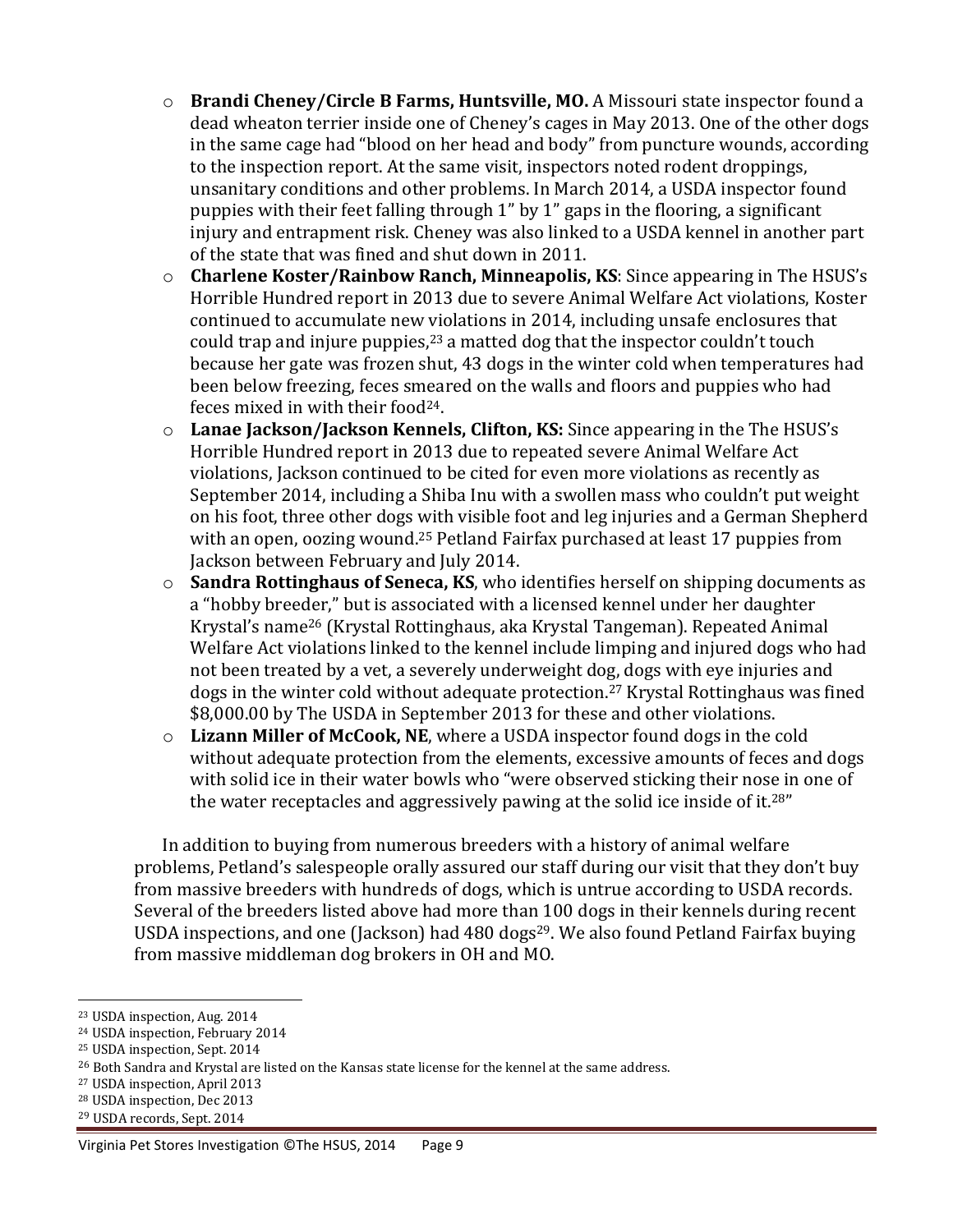- **Brandi Cheney/Circle B Farms, Huntsville, MO.** A Missouri state inspector found a dead wheaton terrier inside one of Cheney's cages in May 2013. One of the other dogs in the same cage had "blood on her head and body" from puncture wounds, according to the inspection report. At the same visit, inspectors noted rodent droppings, unsanitary conditions and other problems. In March 2014, a USDA inspector found puppies with their feet falling through 1" by 1" gaps in the flooring, a significant injury and entrapment risk. Cheney was also linked to a USDA kennel in another part of the state that was fined and shut down in 2011.
- **Charlene Koster/Rainbow Ranch, Minneapolis, KS**: Since appearing in The HSUS's Horrible Hundred report in 2013 due to severe Animal Welfare Act violations, Koster continued to accumulate new violations in 2014, including unsafe enclosures that could trap and injure puppies,[23] a matted dog that the inspector couldn't touch because her gate was frozen shut, 43 dogs in the winter cold when temperatures had been below freezing, feces smeared on the walls and floors and puppies who had feces mixed in with their food[24].
- **Lanae Jackson/Jackson Kennels, Clifton, KS:** Since appearing in the The HSUS's Horrible Hundred report in 2013 due to repeated severe Animal Welfare Act violations, Jackson continued to be cited for even more violations as recently as September 2014, including a Shiba Inu with a swollen mass who couldn't put weight on his foot, three other dogs with visible foot and leg injuries and a German Shepherd with an open, oozing wound.[25] Petland Fairfax purchased at least 17 puppies from Jackson between February and July 2014.
- **Sandra Rottinghaus of Seneca, KS**, who identifies herself on shipping documents as a "hobby breeder," but is associated with a licensed kennel under her daughter Krystal's name[26] (Krystal Rottinghaus, aka Krystal Tangeman). Repeated Animal Welfare Act violations linked to the kennel include limping and injured dogs who had not been treated by a vet, a severely underweight dog, dogs with eye injuries and dogs in the winter cold without adequate protection.[27] Krystal Rottinghaus was fined $8,000.00 by The USDA in September 2013 for these and other violations.
- **Lizann Miller of McCook, NE**, where a USDA inspector found dogs in the cold without adequate protection from the elements, excessive amounts of feces and dogs with solid ice in their water bowls who "were observed sticking their nose in one of the water receptacles and aggressively pawing at the solid ice inside of it.[28]"

In addition to buying from numerous breeders with a history of animal welfare problems, Petland's salespeople orally assured our staff during our visit that they don't buy from massive breeders with hundreds of dogs, which is untrue according to USDA records. Several of the breeders listed above had more than 100 dogs in their kennels during recent USDA inspections, and one (Jackson) had 480 dogs[29]. We also found Petland Fairfax buying from massive middleman dog brokers in OH and MO.

[23] USDA inspection, Aug. 2014
[24] USDA inspection, February 2014
[25] USDA inspection, Sept. 2014
[26] Both Sandra and Krystal are listed on the Kansas state license for the kennel at the same address.
[27] USDA inspection, April 2013
[28] USDA inspection, Dec 2013
[29] USDA records, Sept. 2014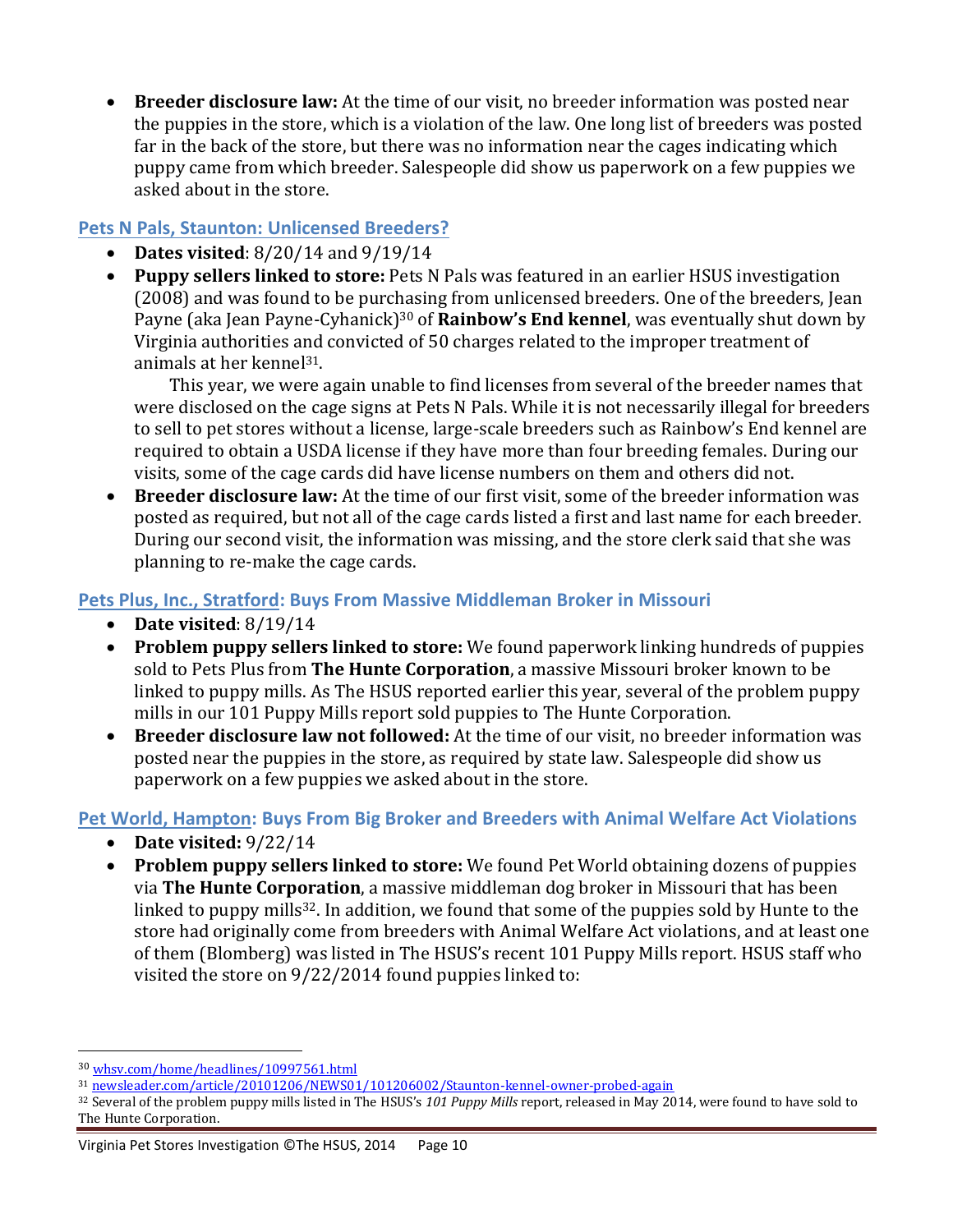- **Breeder disclosure law:** At the time of our visit, no breeder information was posted near the puppies in the store, which is a violation of the law. One long list of breeders was posted far in the back of the store, but there was no information near the cages indicating which puppy came from which breeder. Salespeople did show us paperwork on a few puppies we asked about in the store.

### Pets N Pals, Staunton: Unlicensed Breeders?

- **Dates visited**: 8/20/14 and 9/19/14
- **Puppy sellers linked to store:** Pets N Pals was featured in an earlier HSUS investigation (2008) and was found to be purchasing from unlicensed breeders. One of the breeders, Jean Payne (aka Jean Payne-Cyhanick)[30] of **Rainbow's End kennel**, was eventually shut down by Virginia authorities and convicted of 50 charges related to the improper treatment of animals at her kennel[31].

  This year, we were again unable to find licenses from several of the breeder names that were disclosed on the cage signs at Pets N Pals. While it is not necessarily illegal for breeders to sell to pet stores without a license, large-scale breeders such as Rainbow's End kennel are required to obtain a USDA license if they have more than four breeding females. During our visits, some of the cage cards did have license numbers on them and others did not.
- **Breeder disclosure law:** At the time of our first visit, some of the breeder information was posted as required, but not all of the cage cards listed a first and last name for each breeder. During our second visit, the information was missing, and the store clerk said that she was planning to re-make the cage cards.

### Pets Plus, Inc., Stratford: Buys From Massive Middleman Broker in Missouri

- **Date visited**: 8/19/14
- **Problem puppy sellers linked to store:** We found paperwork linking hundreds of puppies sold to Pets Plus from **The Hunte Corporation**, a massive Missouri broker known to be linked to puppy mills. As The HSUS reported earlier this year, several of the problem puppy mills in our 101 Puppy Mills report sold puppies to The Hunte Corporation.
- **Breeder disclosure law not followed:** At the time of our visit, no breeder information was posted near the puppies in the store, as required by state law. Salespeople did show us paperwork on a few puppies we asked about in the store.

### Pet World, Hampton: Buys From Big Broker and Breeders with Animal Welfare Act Violations

- **Date visited:** 9/22/14
- **Problem puppy sellers linked to store:** We found Pet World obtaining dozens of puppies via **The Hunte Corporation**, a massive middleman dog broker in Missouri that has been linked to puppy mills[32]. In addition, we found that some of the puppies sold by Hunte to the store had originally come from breeders with Animal Welfare Act violations, and at least one of them (Blomberg) was listed in The HSUS's recent 101 Puppy Mills report. HSUS staff who visited the store on 9/22/2014 found puppies linked to:

---

[30] whsv.com/home/headlines/10997561.html

[31] newsleader.com/article/20101206/NEWS01/101206002/Staunton-kennel-owner-probed-again

[32] Several of the problem puppy mills listed in The HSUS's *101 Puppy Mills* report, released in May 2014, were found to have sold to The Hunte Corporation.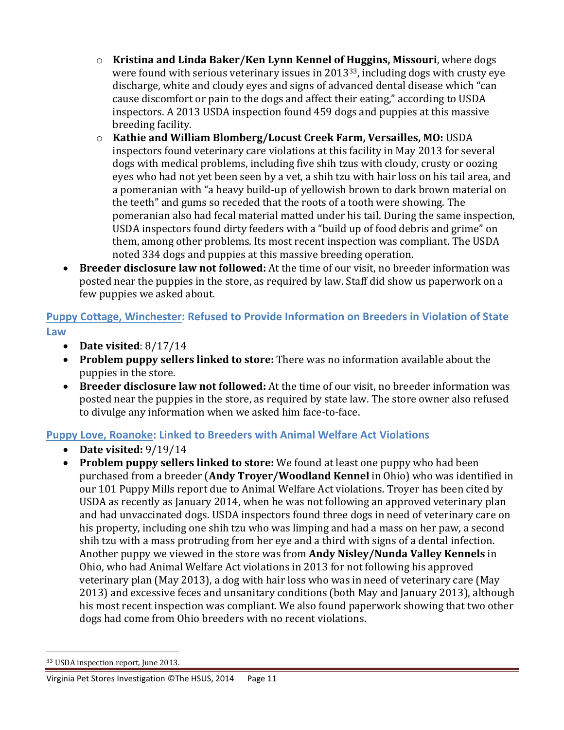- **Kristina and Linda Baker/Ken Lynn Kennel of Huggins, Missouri**, where dogs were found with serious veterinary issues in 2013[33], including dogs with crusty eye discharge, white and cloudy eyes and signs of advanced dental disease which "can cause discomfort or pain to the dogs and affect their eating," according to USDA inspectors. A 2013 USDA inspection found 459 dogs and puppies at this massive breeding facility.
- **Kathie and William Blomberg/Locust Creek Farm, Versailles, MO:** USDA inspectors found veterinary care violations at this facility in May 2013 for several dogs with medical problems, including five shih tzus with cloudy, crusty or oozing eyes who had not yet been seen by a vet, a shih tzu with hair loss on his tail area, and a pomeranian with "a heavy build-up of yellowish brown to dark brown material on the teeth" and gums so receded that the roots of a tooth were showing. The pomeranian also had fecal material matted under his tail. During the same inspection, USDA inspectors found dirty feeders with a "build up of food debris and grime" on them, among other problems. Its most recent inspection was compliant. The USDA noted 334 dogs and puppies at this massive breeding operation.

- **Breeder disclosure law not followed:** At the time of our visit, no breeder information was posted near the puppies in the store, as required by law. Staff did show us paperwork on a few puppies we asked about.

### Puppy Cottage, Winchester: Refused to Provide Information on Breeders in Violation of State Law

- **Date visited**: 8/17/14
- **Problem puppy sellers linked to store:** There was no information available about the puppies in the store.
- **Breeder disclosure law not followed:** At the time of our visit, no breeder information was posted near the puppies in the store, as required by state law. The store owner also refused to divulge any information when we asked him face-to-face.

### Puppy Love, Roanoke: Linked to Breeders with Animal Welfare Act Violations

- **Date visited:** 9/19/14
- **Problem puppy sellers linked to store:** We found at least one puppy who had been purchased from a breeder (**Andy Troyer/Woodland Kennel** in Ohio) who was identified in our 101 Puppy Mills report due to Animal Welfare Act violations. Troyer has been cited by USDA as recently as January 2014, when he was not following an approved veterinary plan and had unvaccinated dogs. USDA inspectors found three dogs in need of veterinary care on his property, including one shih tzu who was limping and had a mass on her paw, a second shih tzu with a mass protruding from her eye and a third with signs of a dental infection. Another puppy we viewed in the store was from **Andy Nisley/Nunda Valley Kennels** in Ohio, who had Animal Welfare Act violations in 2013 for not following his approved veterinary plan (May 2013), a dog with hair loss who was in need of veterinary care (May 2013) and excessive feces and unsanitary conditions (both May and January 2013), although his most recent inspection was compliant. We also found paperwork showing that two other dogs had come from Ohio breeders with no recent violations.

[33] USDA inspection report, June 2013.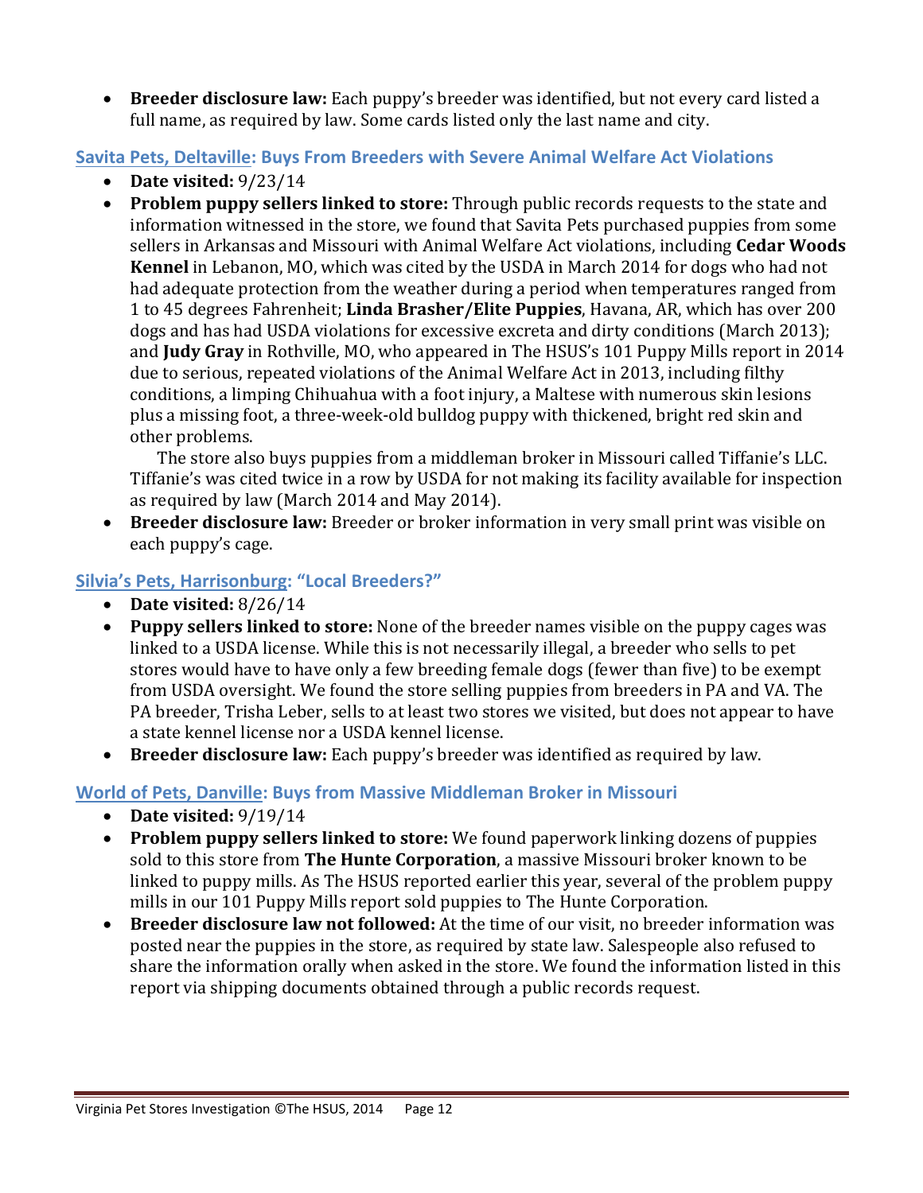- **Breeder disclosure law:** Each puppy's breeder was identified, but not every card listed a full name, as required by law. Some cards listed only the last name and city.

### Savita Pets, Deltaville: Buys From Breeders with Severe Animal Welfare Act Violations

- **Date visited:** 9/23/14
- **Problem puppy sellers linked to store:** Through public records requests to the state and information witnessed in the store, we found that Savita Pets purchased puppies from some sellers in Arkansas and Missouri with Animal Welfare Act violations, including **Cedar Woods Kennel** in Lebanon, MO, which was cited by the USDA in March 2014 for dogs who had not had adequate protection from the weather during a period when temperatures ranged from 1 to 45 degrees Fahrenheit; **Linda Brasher/Elite Puppies**, Havana, AR, which has over 200 dogs and has had USDA violations for excessive excreta and dirty conditions (March 2013); and **Judy Gray** in Rothville, MO, who appeared in The HSUS's 101 Puppy Mills report in 2014 due to serious, repeated violations of the Animal Welfare Act in 2013, including filthy conditions, a limping Chihuahua with a foot injury, a Maltese with numerous skin lesions plus a missing foot, a three-week-old bulldog puppy with thickened, bright red skin and other problems.

  The store also buys puppies from a middleman broker in Missouri called Tiffanie's LLC. Tiffanie's was cited twice in a row by USDA for not making its facility available for inspection as required by law (March 2014 and May 2014).
- **Breeder disclosure law:** Breeder or broker information in very small print was visible on each puppy's cage.

### Silvia's Pets, Harrisonburg: "Local Breeders?"

- **Date visited:** 8/26/14
- **Puppy sellers linked to store:** None of the breeder names visible on the puppy cages was linked to a USDA license. While this is not necessarily illegal, a breeder who sells to pet stores would have to have only a few breeding female dogs (fewer than five) to be exempt from USDA oversight. We found the store selling puppies from breeders in PA and VA. The PA breeder, Trisha Leber, sells to at least two stores we visited, but does not appear to have a state kennel license nor a USDA kennel license.
- **Breeder disclosure law:** Each puppy's breeder was identified as required by law.

### World of Pets, Danville: Buys from Massive Middleman Broker in Missouri

- **Date visited:** 9/19/14
- **Problem puppy sellers linked to store:** We found paperwork linking dozens of puppies sold to this store from **The Hunte Corporation**, a massive Missouri broker known to be linked to puppy mills. As The HSUS reported earlier this year, several of the problem puppy mills in our 101 Puppy Mills report sold puppies to The Hunte Corporation.
- **Breeder disclosure law not followed:** At the time of our visit, no breeder information was posted near the puppies in the store, as required by state law. Salespeople also refused to share the information orally when asked in the store. We found the information listed in this report via shipping documents obtained through a public records request.